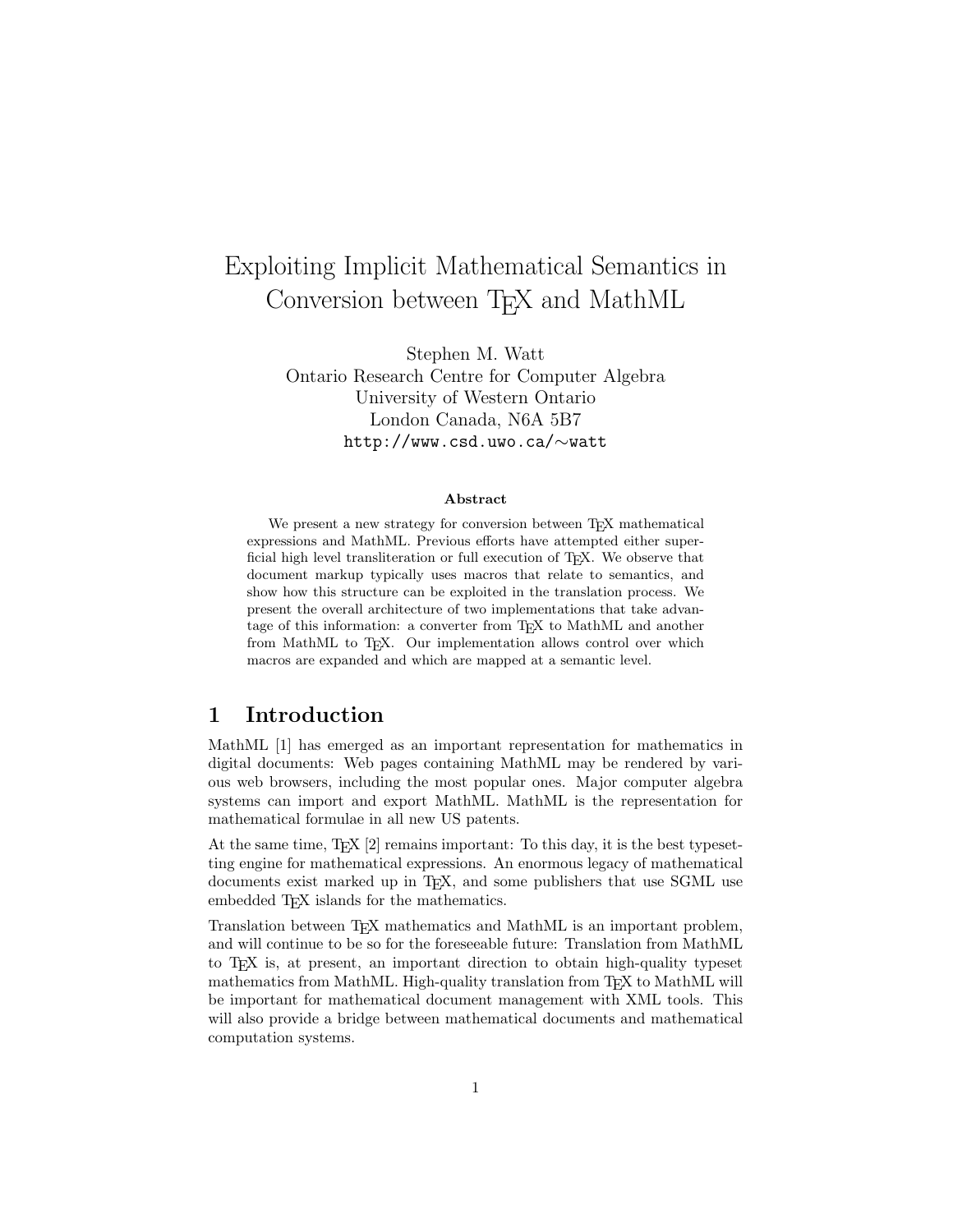# Exploiting Implicit Mathematical Semantics in Conversion between TEX and MathML

Stephen M. Watt
Ontario Research Centre for Computer Algebra
University of Western Ontario
London Canada, N6A 5B7
http://www.csd.uwo.ca/~watt

**Abstract**

We present a new strategy for conversion between TEX mathematical expressions and MathML. Previous efforts have attempted either superficial high level transliteration or full execution of TEX. We observe that document markup typically uses macros that relate to semantics, and show how this structure can be exploited in the translation process. We present the overall architecture of two implementations that take advantage of this information: a converter from TEX to MathML and another from MathML to TEX. Our implementation allows control over which macros are expanded and which are mapped at a semantic level.

## 1 Introduction

MathML [1] has emerged as an important representation for mathematics in digital documents: Web pages containing MathML may be rendered by various web browsers, including the most popular ones. Major computer algebra systems can import and export MathML. MathML is the representation for mathematical formulae in all new US patents.

At the same time, TEX [2] remains important: To this day, it is the best typesetting engine for mathematical expressions. An enormous legacy of mathematical documents exist marked up in TEX, and some publishers that use SGML use embedded TEX islands for the mathematics.

Translation between TEX mathematics and MathML is an important problem, and will continue to be so for the foreseeable future: Translation from MathML to TEX is, at present, an important direction to obtain high-quality typeset mathematics from MathML. High-quality translation from TEX to MathML will be important for mathematical document management with XML tools. This will also provide a bridge between mathematical documents and mathematical computation systems.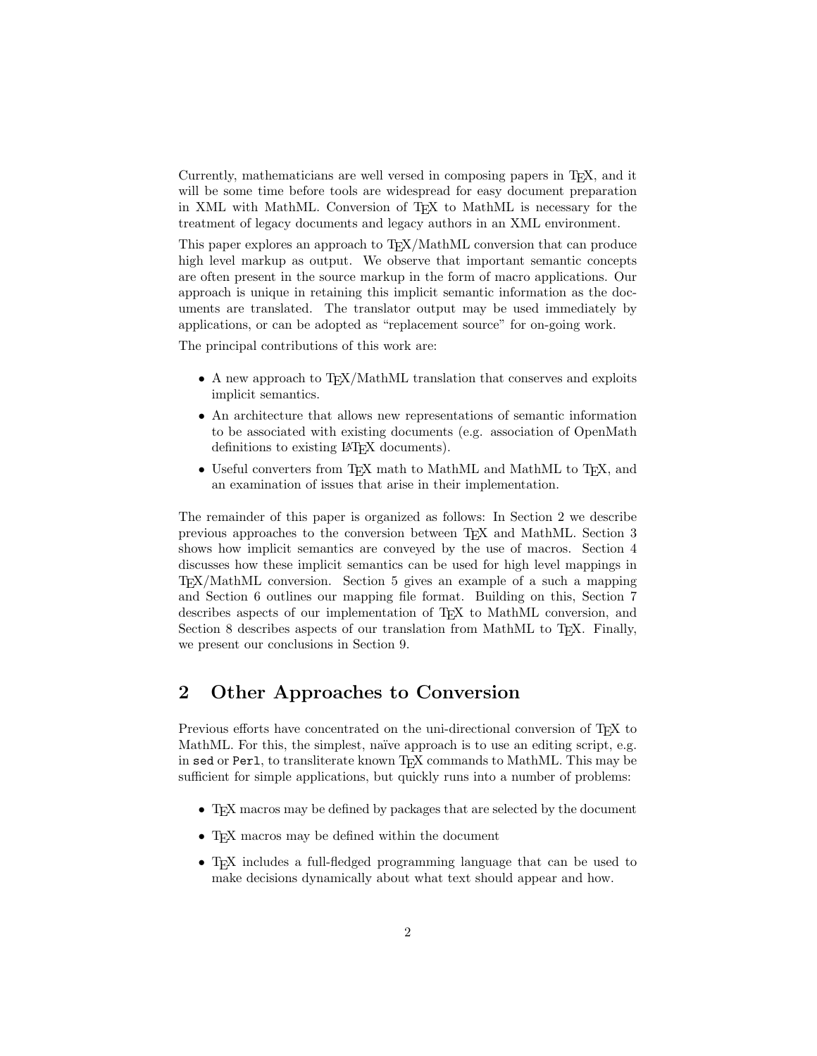Currently, mathematicians are well versed in composing papers in TEX, and it will be some time before tools are widespread for easy document preparation in XML with MathML. Conversion of TEX to MathML is necessary for the treatment of legacy documents and legacy authors in an XML environment.

This paper explores an approach to TEX/MathML conversion that can produce high level markup as output. We observe that important semantic concepts are often present in the source markup in the form of macro applications. Our approach is unique in retaining this implicit semantic information as the documents are translated. The translator output may be used immediately by applications, or can be adopted as "replacement source" for on-going work.

The principal contributions of this work are:

- A new approach to TEX/MathML translation that conserves and exploits implicit semantics.
- An architecture that allows new representations of semantic information to be associated with existing documents (e.g. association of OpenMath definitions to existing LATEX documents).
- Useful converters from TEX math to MathML and MathML to TEX, and an examination of issues that arise in their implementation.

The remainder of this paper is organized as follows: In Section 2 we describe previous approaches to the conversion between TEX and MathML. Section 3 shows how implicit semantics are conveyed by the use of macros. Section 4 discusses how these implicit semantics can be used for high level mappings in TEX/MathML conversion. Section 5 gives an example of a such a mapping and Section 6 outlines our mapping file format. Building on this, Section 7 describes aspects of our implementation of TEX to MathML conversion, and Section 8 describes aspects of our translation from MathML to TEX. Finally, we present our conclusions in Section 9.

## 2 Other Approaches to Conversion

Previous efforts have concentrated on the uni-directional conversion of TEX to MathML. For this, the simplest, naïve approach is to use an editing script, e.g. in `sed` or `Perl`, to transliterate known TEX commands to MathML. This may be sufficient for simple applications, but quickly runs into a number of problems:

- TEX macros may be defined by packages that are selected by the document
- TEX macros may be defined within the document
- TEX includes a full-fledged programming language that can be used to make decisions dynamically about what text should appear and how.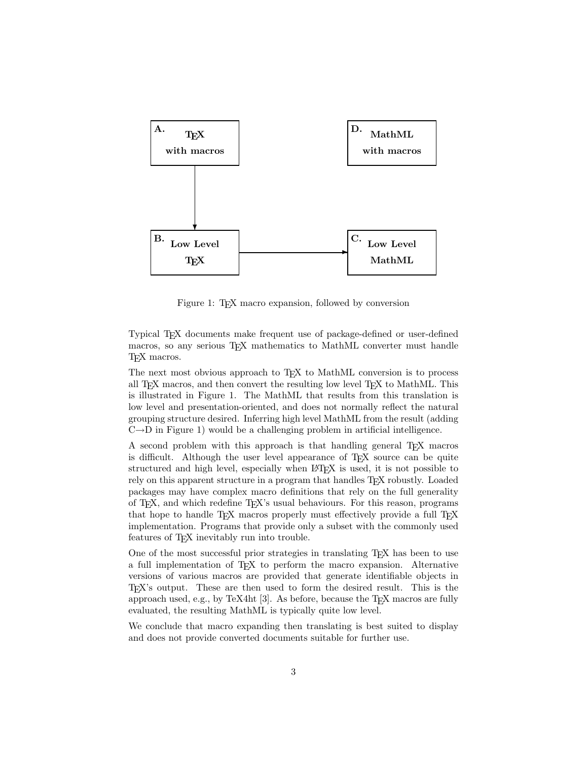A. TEX with macros

D. MathML with macros

B. Low Level TEX

C. Low Level MathML

Figure 1: TEX macro expansion, followed by conversion

Typical TEX documents make frequent use of package-defined or user-defined macros, so any serious TEX mathematics to MathML converter must handle TEX macros.

The next most obvious approach to TEX to MathML conversion is to process all TEX macros, and then convert the resulting low level TEX to MathML. This is illustrated in Figure 1. The MathML that results from this translation is low level and presentation-oriented, and does not normally reflect the natural grouping structure desired. Inferring high level MathML from the result (adding C→D in Figure 1) would be a challenging problem in artificial intelligence.

A second problem with this approach is that handling general TEX macros is difficult. Although the user level appearance of TEX source can be quite structured and high level, especially when LATEX is used, it is not possible to rely on this apparent structure in a program that handles TEX robustly. Loaded packages may have complex macro definitions that rely on the full generality of TEX, and which redefine TEX's usual behaviours. For this reason, programs that hope to handle TEX macros properly must effectively provide a full TEX implementation. Programs that provide only a subset with the commonly used features of TEX inevitably run into trouble.

One of the most successful prior strategies in translating TEX has been to use a full implementation of TEX to perform the macro expansion. Alternative versions of various macros are provided that generate identifiable objects in TEX's output. These are then used to form the desired result. This is the approach used, e.g., by TeX4ht [3]. As before, because the TEX macros are fully evaluated, the resulting MathML is typically quite low level.

We conclude that macro expanding then translating is best suited to display and does not provide converted documents suitable for further use.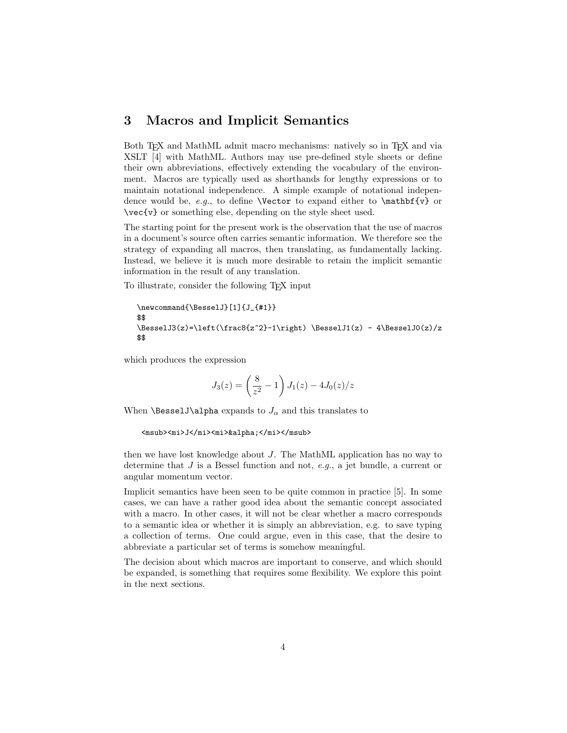## 3 Macros and Implicit Semantics

Both TEX and MathML admit macro mechanisms: natively so in TEX and via XSLT [4] with MathML. Authors may use pre-defined style sheets or define their own abbreviations, effectively extending the vocabulary of the environment. Macros are typically used as shorthands for lengthy expressions or to maintain notational independence. A simple example of notational independence would be, *e.g.*, to define `\Vector` to expand either to `\mathbf{v}` or `\vec{v}` or something else, depending on the style sheet used.

The starting point for the present work is the observation that the use of macros in a document's source often carries semantic information. We therefore see the strategy of expanding all macros, then translating, as fundamentally lacking. Instead, we believe it is much more desirable to retain the implicit semantic information in the result of any translation.

To illustrate, consider the following TEX input

```
\newcommand{\BesselJ}[1]{J_{#1}}
$$
\BesselJ3(z)=\left(\frac8{z^2}-1\right) \BesselJ1(z) - 4\BesselJ0(z)/z
$$
```

which produces the expression

$$J_3(z) = \left(\frac{8}{z^2} - 1\right) J_1(z) - 4J_0(z)/z$$

When `\BesselJ\alpha` expands to $J_\alpha$ and this translates to

```
<msub><mi>J</mi><mi>&alpha;</mi></msub>
```

then we have lost knowledge about $J$. The MathML application has no way to determine that $J$ is a Bessel function and not, *e.g.*, a jet bundle, a current or angular momentum vector.

Implicit semantics have been seen to be quite common in practice [5]. In some cases, we can have a rather good idea about the semantic concept associated with a macro. In other cases, it will not be clear whether a macro corresponds to a semantic idea or whether it is simply an abbreviation, e.g. to save typing a collection of terms. One could argue, even in this case, that the desire to abbreviate a particular set of terms is somehow meaningful.

The decision about which macros are important to conserve, and which should be expanded, is something that requires some flexibility. We explore this point in the next sections.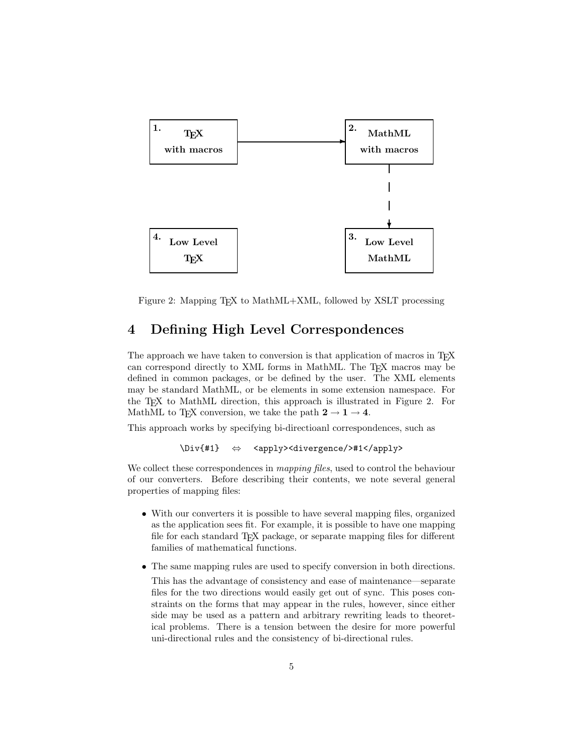Figure 2: Mapping TEX to MathML+XML, followed by XSLT processing

## 4 Defining High Level Correspondences

The approach we have taken to conversion is that application of macros in TEX can correspond directly to XML forms in MathML. The TEX macros may be defined in common packages, or be defined by the user. The XML elements may be standard MathML, or be elements in some extension namespace. For the TEX to MathML direction, this approach is illustrated in Figure 2. For MathML to TEX conversion, we take the path $\mathbf{2} \rightarrow \mathbf{1} \rightarrow \mathbf{4}$.

This approach works by specifying bi-directioanl correspondences, such as

```
\Div{#1}   ⇔   <apply><divergence/>#1</apply>
```

We collect these correspondences in *mapping files*, used to control the behaviour of our converters. Before describing their contents, we note several general properties of mapping files:

- With our converters it is possible to have several mapping files, organized as the application sees fit. For example, it is possible to have one mapping file for each standard TEX package, or separate mapping files for different families of mathematical functions.
- The same mapping rules are used to specify conversion in both directions.

  This has the advantage of consistency and ease of maintenance—separate files for the two directions would easily get out of sync. This poses constraints on the forms that may appear in the rules, however, since either side may be used as a pattern and arbitrary rewriting leads to theoretical problems. There is a tension between the desire for more powerful uni-directional rules and the consistency of bi-directional rules.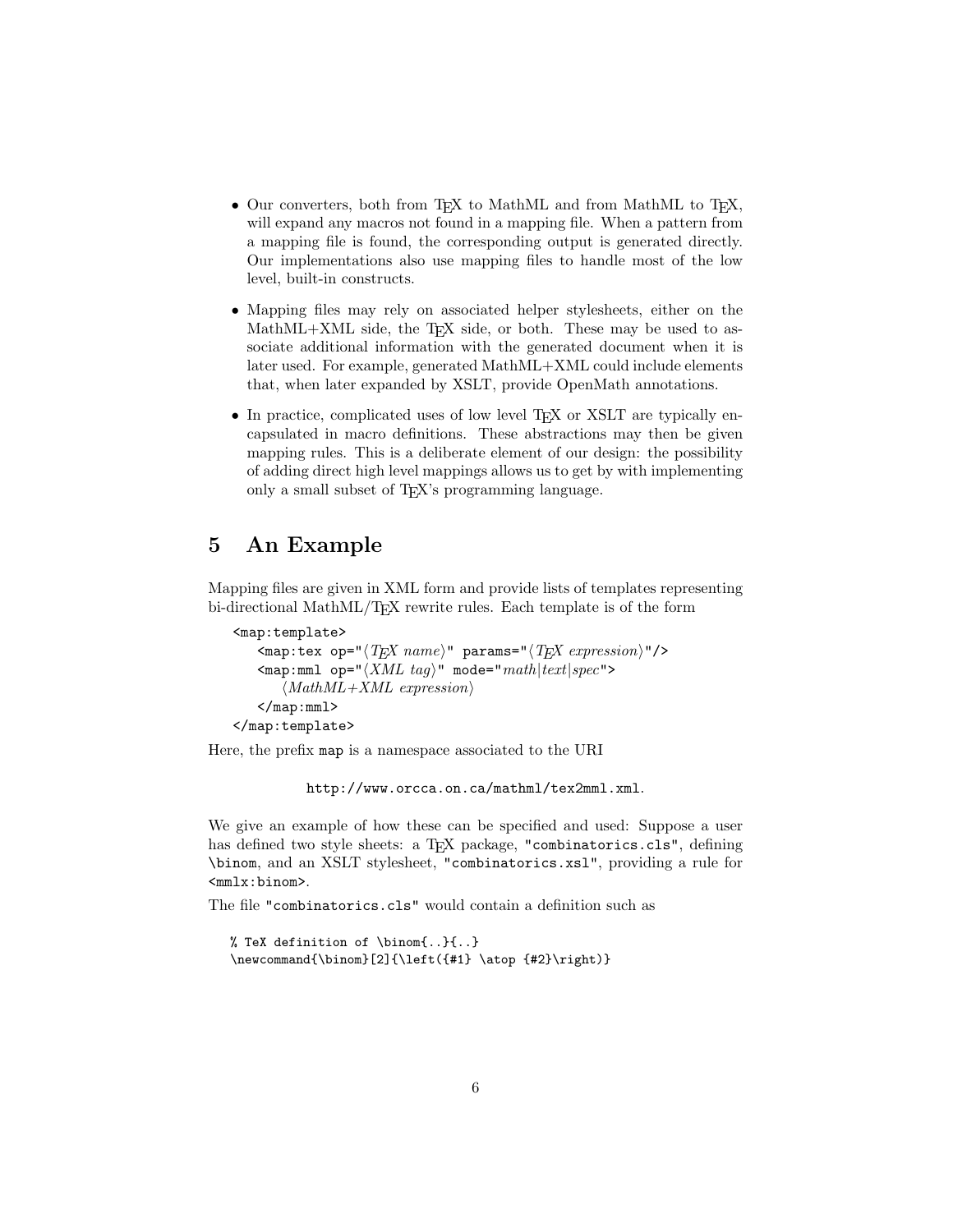- Our converters, both from TEX to MathML and from MathML to TEX, will expand any macros not found in a mapping file. When a pattern from a mapping file is found, the corresponding output is generated directly. Our implementations also use mapping files to handle most of the low level, built-in constructs.

- Mapping files may rely on associated helper stylesheets, either on the MathML+XML side, the TEX side, or both. These may be used to associate additional information with the generated document when it is later used. For example, generated MathML+XML could include elements that, when later expanded by XSLT, provide OpenMath annotations.

- In practice, complicated uses of low level TEX or XSLT are typically encapsulated in macro definitions. These abstractions may then be given mapping rules. This is a deliberate element of our design: the possibility of adding direct high level mappings allows us to get by with implementing only a small subset of TEX's programming language.

## 5 An Example

Mapping files are given in XML form and provide lists of templates representing bi-directional MathML/TEX rewrite rules. Each template is of the form

```
<map:template>
   <map:tex op="⟨TEX name⟩" params="⟨TEX expression⟩"/>
   <map:mml op="⟨XML tag⟩" mode="math|text|spec">
      ⟨MathML+XML expression⟩
   </map:mml>
</map:template>
```

Here, the prefix `map` is a namespace associated to the URI

`http://www.orcca.on.ca/mathml/tex2mml.xml`.

We give an example of how these can be specified and used: Suppose a user has defined two style sheets: a TEX package, `"combinatorics.cls"`, defining `\binom`, and an XSLT stylesheet, `"combinatorics.xsl"`, providing a rule for `<mmlx:binom>`.

The file `"combinatorics.cls"` would contain a definition such as

```
% TeX definition of \binom{..}{..}
\newcommand{\binom}[2]{\left({#1} \atop {#2}\right)}
```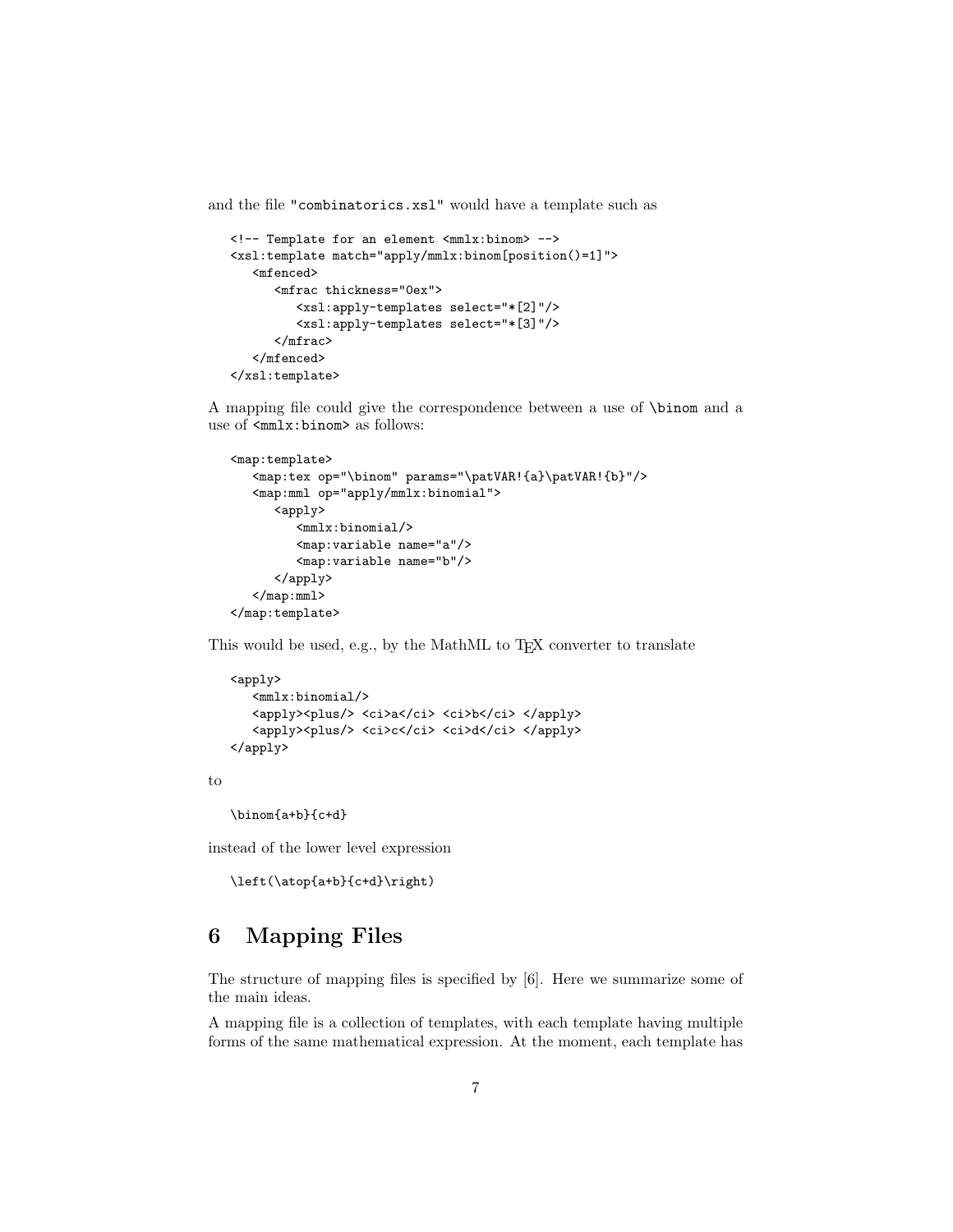and the file "combinatorics.xsl" would have a template such as

```
<!-- Template for an element <mmlx:binom> -->
<xsl:template match="apply/mmlx:binom[position()=1]">
   <mfenced>
      <mfrac thickness="0ex">
         <xsl:apply-templates select="*[2]"/>
         <xsl:apply-templates select="*[3]"/>
      </mfrac>
   </mfenced>
</xsl:template>
```

A mapping file could give the correspondence between a use of `\binom` and a use of `<mmlx:binom>` as follows:

```
<map:template>
   <map:tex op="\binom" params="\patVAR!{a}\patVAR!{b}"/>
   <map:mml op="apply/mmlx:binomial">
      <apply>
         <mmlx:binomial/>
         <map:variable name="a"/>
         <map:variable name="b"/>
      </apply>
   </map:mml>
</map:template>
```

This would be used, e.g., by the MathML to TEX converter to translate

```
<apply>
   <mmlx:binomial/>
   <apply><plus/> <ci>a</ci> <ci>b</ci> </apply>
   <apply><plus/> <ci>c</ci> <ci>d</ci> </apply>
</apply>
```

to

```
\binom{a+b}{c+d}
```

instead of the lower level expression

```
\left(\atop{a+b}{c+d}\right)
```

# 6 Mapping Files

The structure of mapping files is specified by [6]. Here we summarize some of the main ideas.

A mapping file is a collection of templates, with each template having multiple forms of the same mathematical expression. At the moment, each template has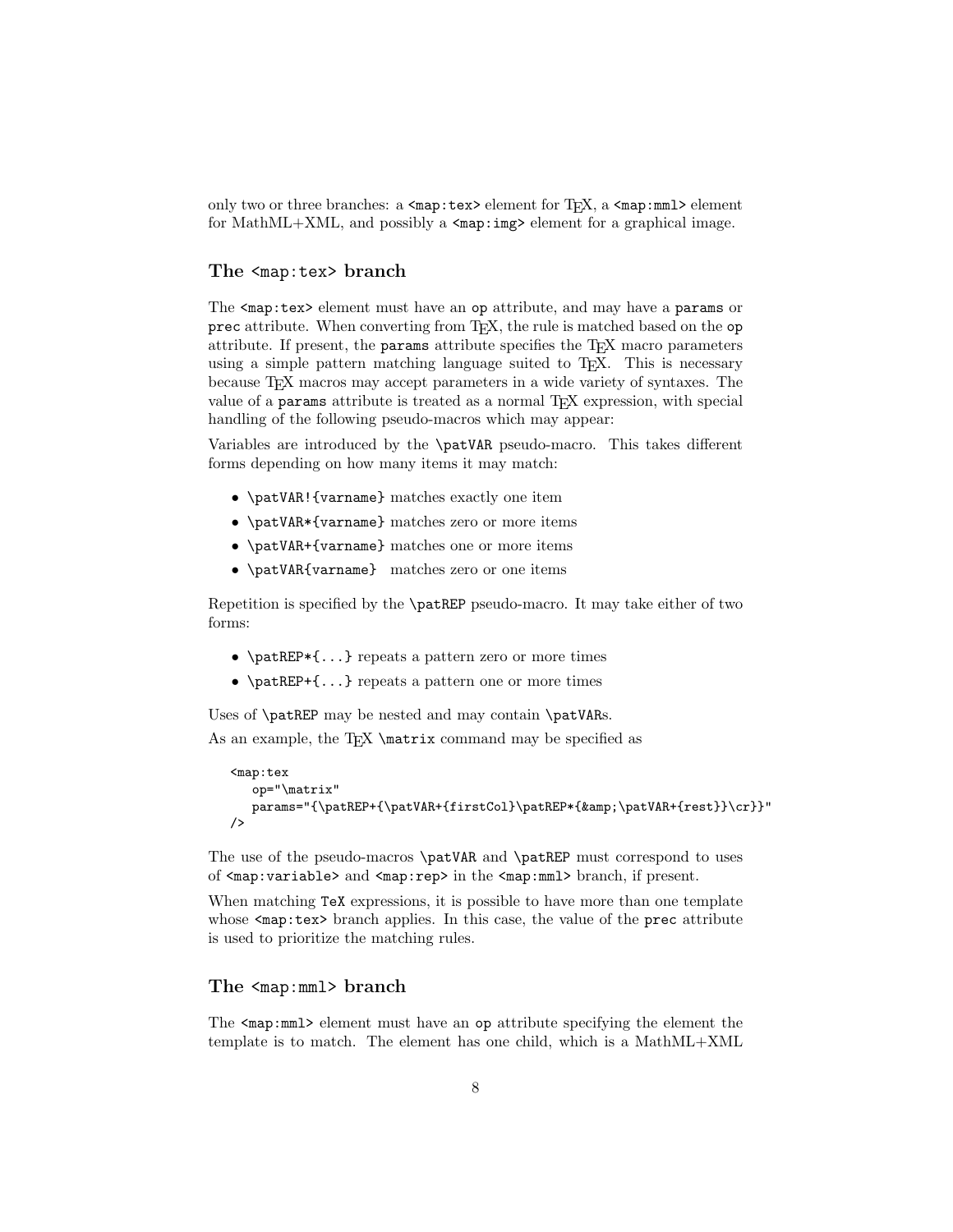only two or three branches: a `<map:tex>` element for TEX, a `<map:mml>` element for MathML+XML, and possibly a `<map:img>` element for a graphical image.

### The `<map:tex>` branch

The `<map:tex>` element must have an `op` attribute, and may have a `params` or `prec` attribute. When converting from TEX, the rule is matched based on the `op` attribute. If present, the `params` attribute specifies the TEX macro parameters using a simple pattern matching language suited to TEX. This is necessary because TEX macros may accept parameters in a wide variety of syntaxes. The value of a `params` attribute is treated as a normal TEX expression, with special handling of the following pseudo-macros which may appear:

Variables are introduced by the `\patVAR` pseudo-macro. This takes different forms depending on how many items it may match:

- `\patVAR!{varname}` matches exactly one item
- `\patVAR*{varname}` matches zero or more items
- `\patVAR+{varname}` matches one or more items
- `\patVAR{varname}` matches zero or one items

Repetition is specified by the `\patREP` pseudo-macro. It may take either of two forms:

- `\patREP*{...}` repeats a pattern zero or more times
- `\patREP+{...}` repeats a pattern one or more times

Uses of `\patREP` may be nested and may contain `\patVAR`s.

As an example, the TEX `\matrix` command may be specified as

```
<map:tex
   op="\matrix"
   params="{\patREP+{\patVAR+{firstCol}\patREP*{&amp;\patVAR+{rest}}\cr}}"
/>
```

The use of the pseudo-macros `\patVAR` and `\patREP` must correspond to uses of `<map:variable>` and `<map:rep>` in the `<map:mml>` branch, if present.

When matching `TeX` expressions, it is possible to have more than one template whose `<map:tex>` branch applies. In this case, the value of the `prec` attribute is used to prioritize the matching rules.

### The `<map:mml>` branch

The `<map:mml>` element must have an `op` attribute specifying the element the template is to match. The element has one child, which is a MathML+XML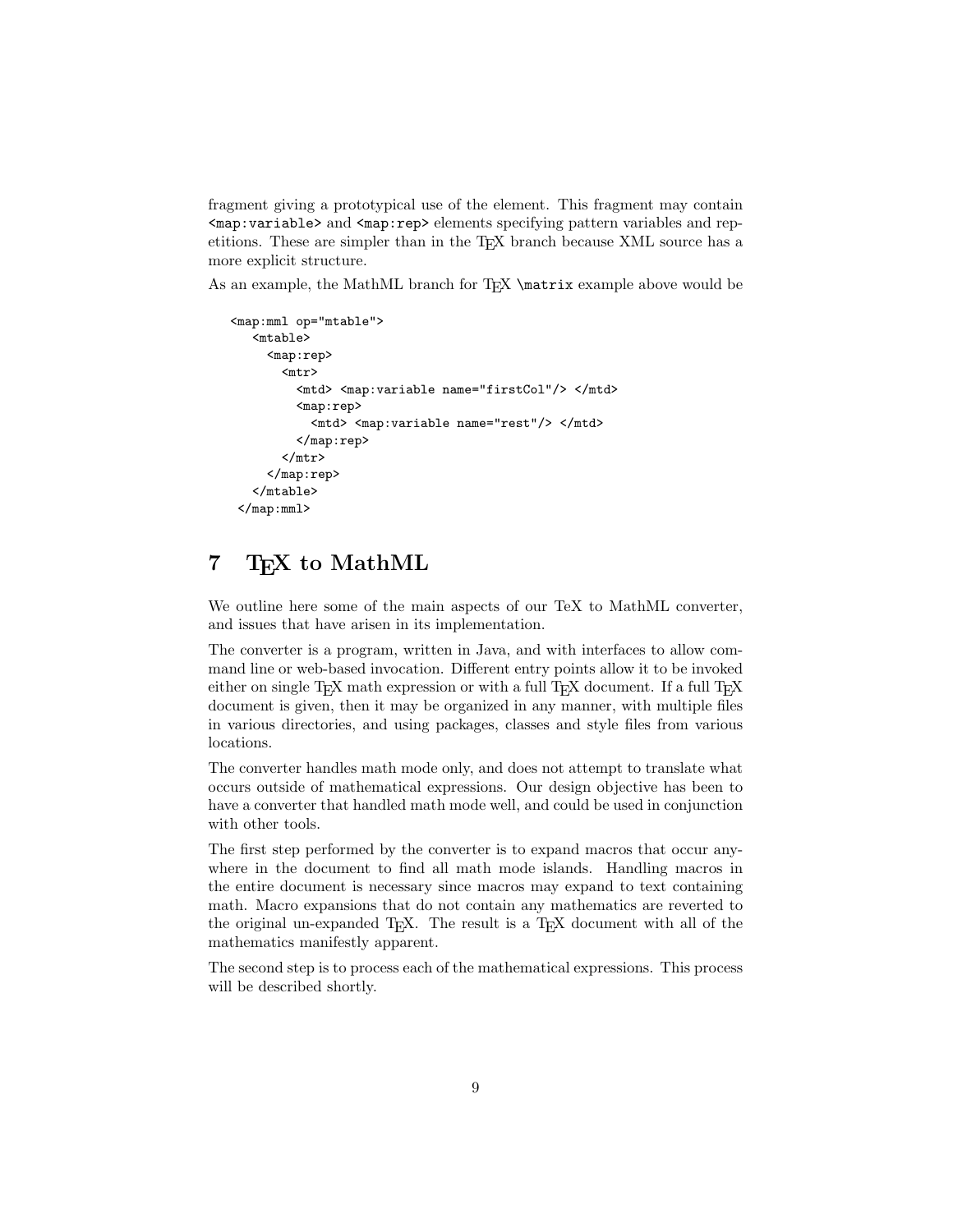fragment giving a prototypical use of the element. This fragment may contain `<map:variable>` and `<map:rep>` elements specifying pattern variables and repetitions. These are simpler than in the TEX branch because XML source has a more explicit structure.

As an example, the MathML branch for TEX `\matrix` example above would be

```
<map:mml op="mtable">
   <mtable>
     <map:rep>
       <mtr>
         <mtd> <map:variable name="firstCol"/> </mtd>
         <map:rep>
           <mtd> <map:variable name="rest"/> </mtd>
         </map:rep>
       </mtr>
     </map:rep>
   </mtable>
 </map:mml>
```

## 7 TEX to MathML

We outline here some of the main aspects of our TeX to MathML converter, and issues that have arisen in its implementation.

The converter is a program, written in Java, and with interfaces to allow command line or web-based invocation. Different entry points allow it to be invoked either on single TEX math expression or with a full TEX document. If a full TEX document is given, then it may be organized in any manner, with multiple files in various directories, and using packages, classes and style files from various locations.

The converter handles math mode only, and does not attempt to translate what occurs outside of mathematical expressions. Our design objective has been to have a converter that handled math mode well, and could be used in conjunction with other tools.

The first step performed by the converter is to expand macros that occur anywhere in the document to find all math mode islands. Handling macros in the entire document is necessary since macros may expand to text containing math. Macro expansions that do not contain any mathematics are reverted to the original un-expanded TEX. The result is a TEX document with all of the mathematics manifestly apparent.

The second step is to process each of the mathematical expressions. This process will be described shortly.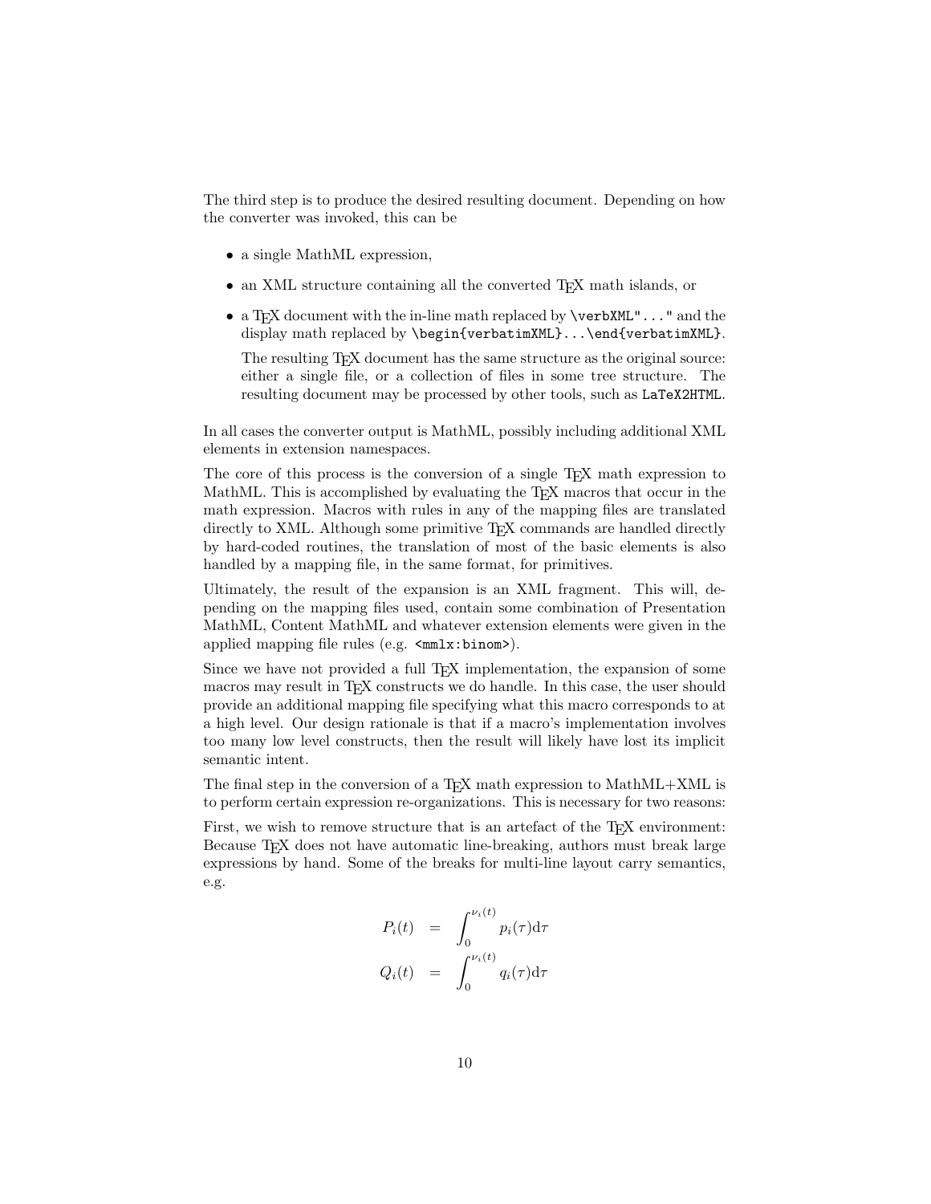The third step is to produce the desired resulting document. Depending on how the converter was invoked, this can be

- a single MathML expression,
- an XML structure containing all the converted TEX math islands, or
- a TEX document with the in-line math replaced by `\verbXML"..."` and the display math replaced by `\begin{verbatimXML}...\end{verbatimXML}`.

  The resulting TEX document has the same structure as the original source: either a single file, or a collection of files in some tree structure. The resulting document may be processed by other tools, such as `LaTeX2HTML`.

In all cases the converter output is MathML, possibly including additional XML elements in extension namespaces.

The core of this process is the conversion of a single TEX math expression to MathML. This is accomplished by evaluating the TEX macros that occur in the math expression. Macros with rules in any of the mapping files are translated directly to XML. Although some primitive TEX commands are handled directly by hard-coded routines, the translation of most of the basic elements is also handled by a mapping file, in the same format, for primitives.

Ultimately, the result of the expansion is an XML fragment. This will, depending on the mapping files used, contain some combination of Presentation MathML, Content MathML and whatever extension elements were given in the applied mapping file rules (e.g. `<mmlx:binom>`).

Since we have not provided a full TEX implementation, the expansion of some macros may result in TEX constructs we do handle. In this case, the user should provide an additional mapping file specifying what this macro corresponds to at a high level. Our design rationale is that if a macro's implementation involves too many low level constructs, then the result will likely have lost its implicit semantic intent.

The final step in the conversion of a TEX math expression to MathML+XML is to perform certain expression re-organizations. This is necessary for two reasons:

First, we wish to remove structure that is an artefact of the TEX environment: Because TEX does not have automatic line-breaking, authors must break large expressions by hand. Some of the breaks for multi-line layout carry semantics, e.g.

$$
\begin{aligned}
P_i(t) &= \int_0^{\nu_i(t)} p_i(\tau)\mathrm{d}\tau \\
Q_i(t) &= \int_0^{\nu_i(t)} q_i(\tau)\mathrm{d}\tau
\end{aligned}
$$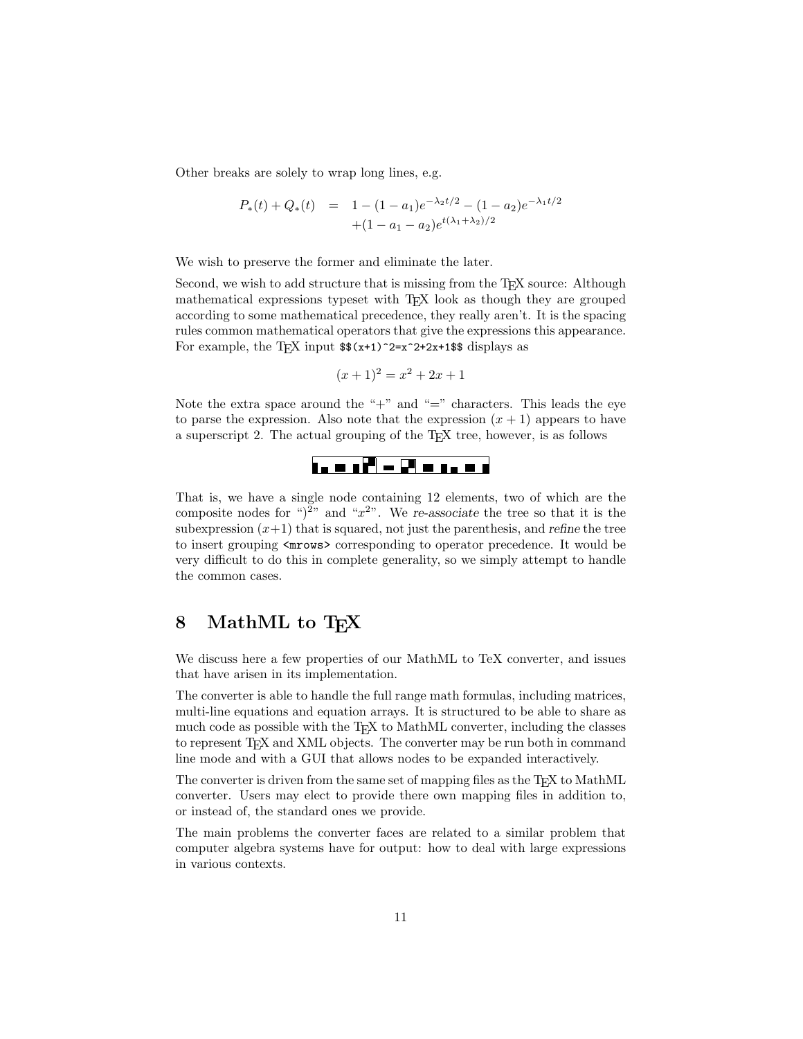Other breaks are solely to wrap long lines, e.g.

$$
\begin{aligned}
P_*(t) + Q_*(t) &= 1 - (1-a_1)e^{-\lambda_2 t/2} - (1-a_2)e^{-\lambda_1 t/2} \\
&\quad +(1-a_1-a_2)e^{t(\lambda_1+\lambda_2)/2}
\end{aligned}
$$

We wish to preserve the former and eliminate the later.

Second, we wish to add structure that is missing from the TEX source: Although mathematical expressions typeset with TEX look as though they are grouped according to some mathematical precedence, they really aren't. It is the spacing rules common mathematical operators that give the expressions this appearance. For example, the TEX input `$$(x+1)^2=x^2+2x+1$$` displays as

$$(x+1)^2 = x^2 + 2x + 1$$

Note the extra space around the "+" and "=" characters. This leads the eye to parse the expression. Also note that the expression $(x+1)$ appears to have a superscript 2. The actual grouping of the TEX tree, however, is as follows

That is, we have a single node containing 12 elements, two of which are the composite nodes for "$)^2$" and "$x^2$". We *re-associate* the tree so that it is the subexpression $(x+1)$ that is squared, not just the parenthesis, and *refine* the tree to insert grouping `<mrows>` corresponding to operator precedence. It would be very difficult to do this in complete generality, so we simply attempt to handle the common cases.

## 8 MathML to TEX

We discuss here a few properties of our MathML to TeX converter, and issues that have arisen in its implementation.

The converter is able to handle the full range math formulas, including matrices, multi-line equations and equation arrays. It is structured to be able to share as much code as possible with the TEX to MathML converter, including the classes to represent TEX and XML objects. The converter may be run both in command line mode and with a GUI that allows nodes to be expanded interactively.

The converter is driven from the same set of mapping files as the TEX to MathML converter. Users may elect to provide there own mapping files in addition to, or instead of, the standard ones we provide.

The main problems the converter faces are related to a similar problem that computer algebra systems have for output: how to deal with large expressions in various contexts.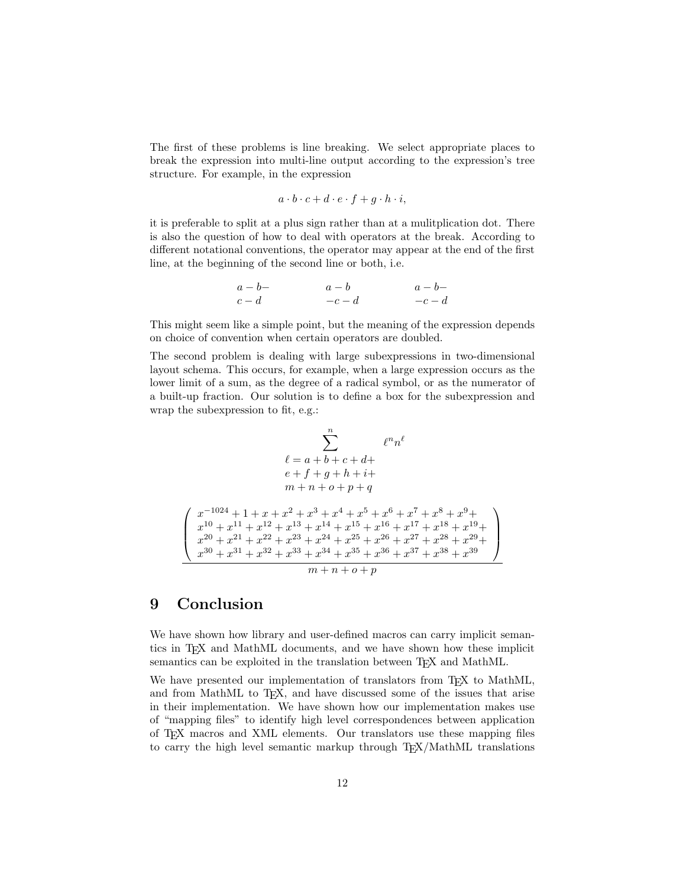The first of these problems is line breaking. We select appropriate places to break the expression into multi-line output according to the expression's tree structure. For example, in the expression

$$a \cdot b \cdot c + d \cdot e \cdot f + g \cdot h \cdot i,$$

it is preferable to split at a plus sign rather than at a mulitplication dot. There is also the question of how to deal with operators at the break. According to different notational conventions, the operator may appear at the end of the first line, at the beginning of the second line or both, i.e.

$$\begin{array}{lll} a - b - \qquad & a - b \qquad & a - b - \\ c - d & -c - d & -c - d \end{array}$$

This might seem like a simple point, but the meaning of the expression depends on choice of convention when certain operators are doubled.

The second problem is dealing with large subexpressions in two-dimensional layout schema. This occurs, for example, when a large expression occurs as the lower limit of a sum, as the degree of a radical symbol, or as the numerator of a built-up fraction. Our solution is to define a box for the subexpression and wrap the subexpression to fit, e.g.:

$$\sum_{\begin{array}{l} \ell = a + b + c + d + \\ e + f + g + h + i + \\ m + n + o + p + q \end{array}}^{n} \ell^n n^\ell$$

$$\frac{\left( \begin{array}{l} x^{-1024} + 1 + x + x^2 + x^3 + x^4 + x^5 + x^6 + x^7 + x^8 + x^9 + \\ x^{10} + x^{11} + x^{12} + x^{13} + x^{14} + x^{15} + x^{16} + x^{17} + x^{18} + x^{19} + \\ x^{20} + x^{21} + x^{22} + x^{23} + x^{24} + x^{25} + x^{26} + x^{27} + x^{28} + x^{29} + \\ x^{30} + x^{31} + x^{32} + x^{33} + x^{34} + x^{35} + x^{36} + x^{37} + x^{38} + x^{39} \end{array} \right)}{m + n + o + p}$$

# 9 Conclusion

We have shown how library and user-defined macros can carry implicit semantics in TEX and MathML documents, and we have shown how these implicit semantics can be exploited in the translation between TEX and MathML.

We have presented our implementation of translators from TEX to MathML, and from MathML to TEX, and have discussed some of the issues that arise in their implementation. We have shown how our implementation makes use of "mapping files" to identify high level correspondences between application of TEX macros and XML elements. Our translators use these mapping files to carry the high level semantic markup through TEX/MathML translations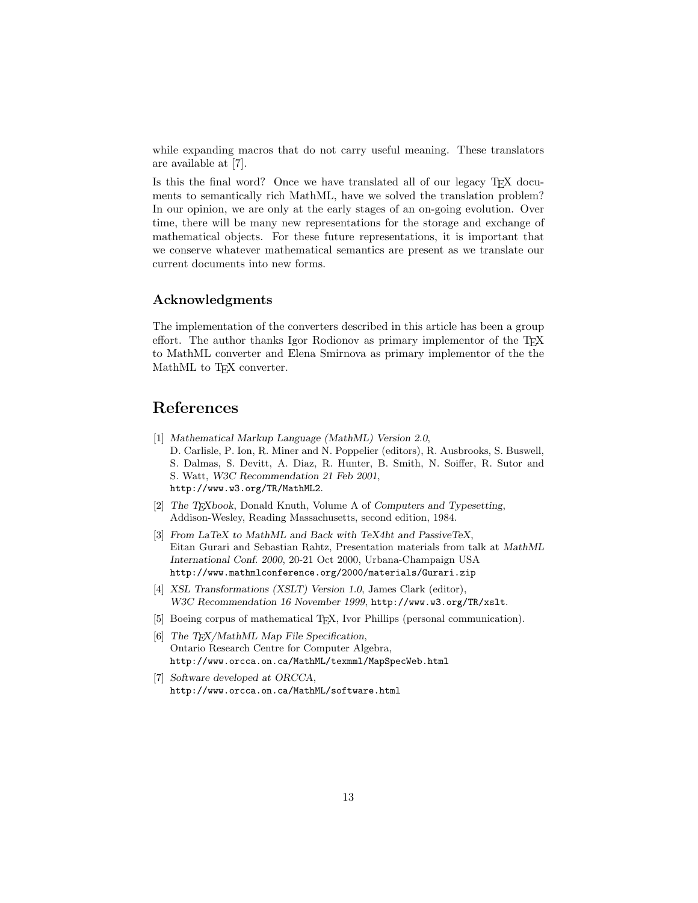while expanding macros that do not carry useful meaning. These translators are available at [7].

Is this the final word? Once we have translated all of our legacy TEX documents to semantically rich MathML, have we solved the translation problem? In our opinion, we are only at the early stages of an on-going evolution. Over time, there will be many new representations for the storage and exchange of mathematical objects. For these future representations, it is important that we conserve whatever mathematical semantics are present as we translate our current documents into new forms.

### Acknowledgments

The implementation of the converters described in this article has been a group effort. The author thanks Igor Rodionov as primary implementor of the TEX to MathML converter and Elena Smirnova as primary implementor of the the MathML to TEX converter.

## References

[1] *Mathematical Markup Language (MathML) Version 2.0*, D. Carlisle, P. Ion, R. Miner and N. Poppelier (editors), R. Ausbrooks, S. Buswell, S. Dalmas, S. Devitt, A. Diaz, R. Hunter, B. Smith, N. Soiffer, R. Sutor and S. Watt, *W3C Recommendation 21 Feb 2001*, `http://www.w3.org/TR/MathML2`.

[2] *The TEXbook*, Donald Knuth, Volume A of *Computers and Typesetting*, Addison-Wesley, Reading Massachusetts, second edition, 1984.

[3] *From LaTeX to MathML and Back with TeX4ht and PassiveTeX*, Eitan Gurari and Sebastian Rahtz, Presentation materials from talk at *MathML International Conf. 2000*, 20-21 Oct 2000, Urbana-Champaign USA `http://www.mathmlconference.org/2000/materials/Gurari.zip`

[4] *XSL Transformations (XSLT) Version 1.0*, James Clark (editor), *W3C Recommendation 16 November 1999*, `http://www.w3.org/TR/xslt`.

[5] Boeing corpus of mathematical TEX, Ivor Phillips (personal communication).

[6] *The TEX/MathML Map File Specification*, Ontario Research Centre for Computer Algebra, `http://www.orcca.on.ca/MathML/texmml/MapSpecWeb.html`

[7] *Software developed at ORCCA*, `http://www.orcca.on.ca/MathML/software.html`